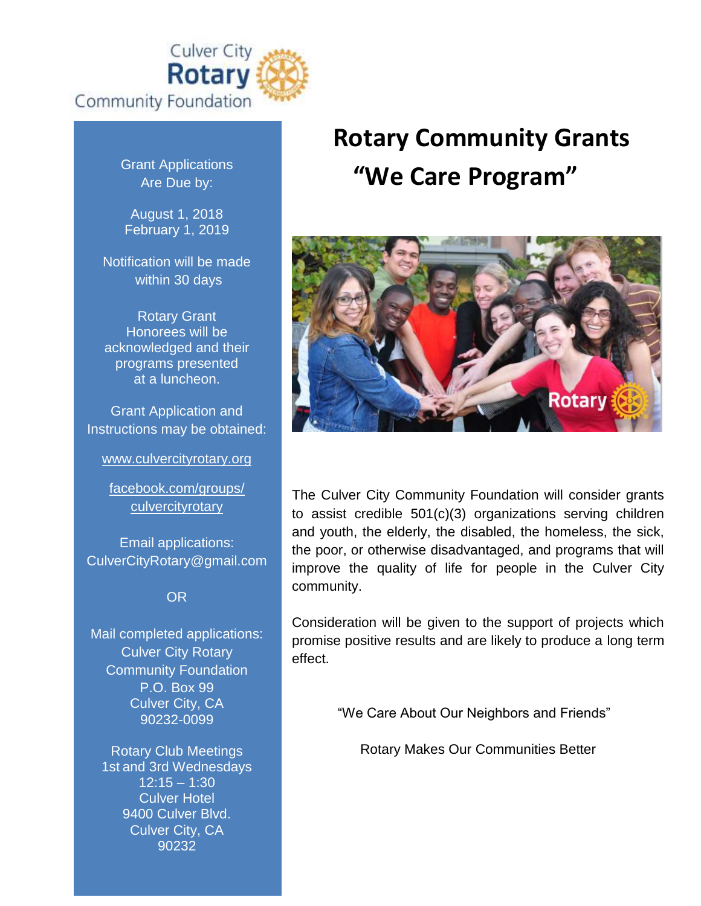Culver City
Rotary
Community Foundation

# Rotary Community Grants

# "We Care Program"

The Culver City Community Foundation will consider grants to assist credible 501(c)(3) organizations serving children and youth, the elderly, the disabled, the homeless, the sick, the poor, or otherwise disadvantaged, and programs that will improve the quality of life for people in the Culver City community.

Consideration will be given to the support of projects which promise positive results and are likely to produce a long term effect.

"We Care About Our Neighbors and Friends"

Rotary Makes Our Communities Better

---

Grant Applications
Are Due by:

August 1, 2018
February 1, 2019

Notification will be made within 30 days

Rotary Grant Honorees will be acknowledged and their programs presented at a luncheon.

Grant Application and Instructions may be obtained:

www.culvercityrotary.org

facebook.com/groups/culvercityrotary

Email applications:
CulverCityRotary@gmail.com

OR

Mail completed applications:
Culver City Rotary
Community Foundation
P.O. Box 99
Culver City, CA
90232-0099

Rotary Club Meetings
1st and 3rd Wednesdays
12:15 – 1:30
Culver Hotel
9400 Culver Blvd.
Culver City, CA
90232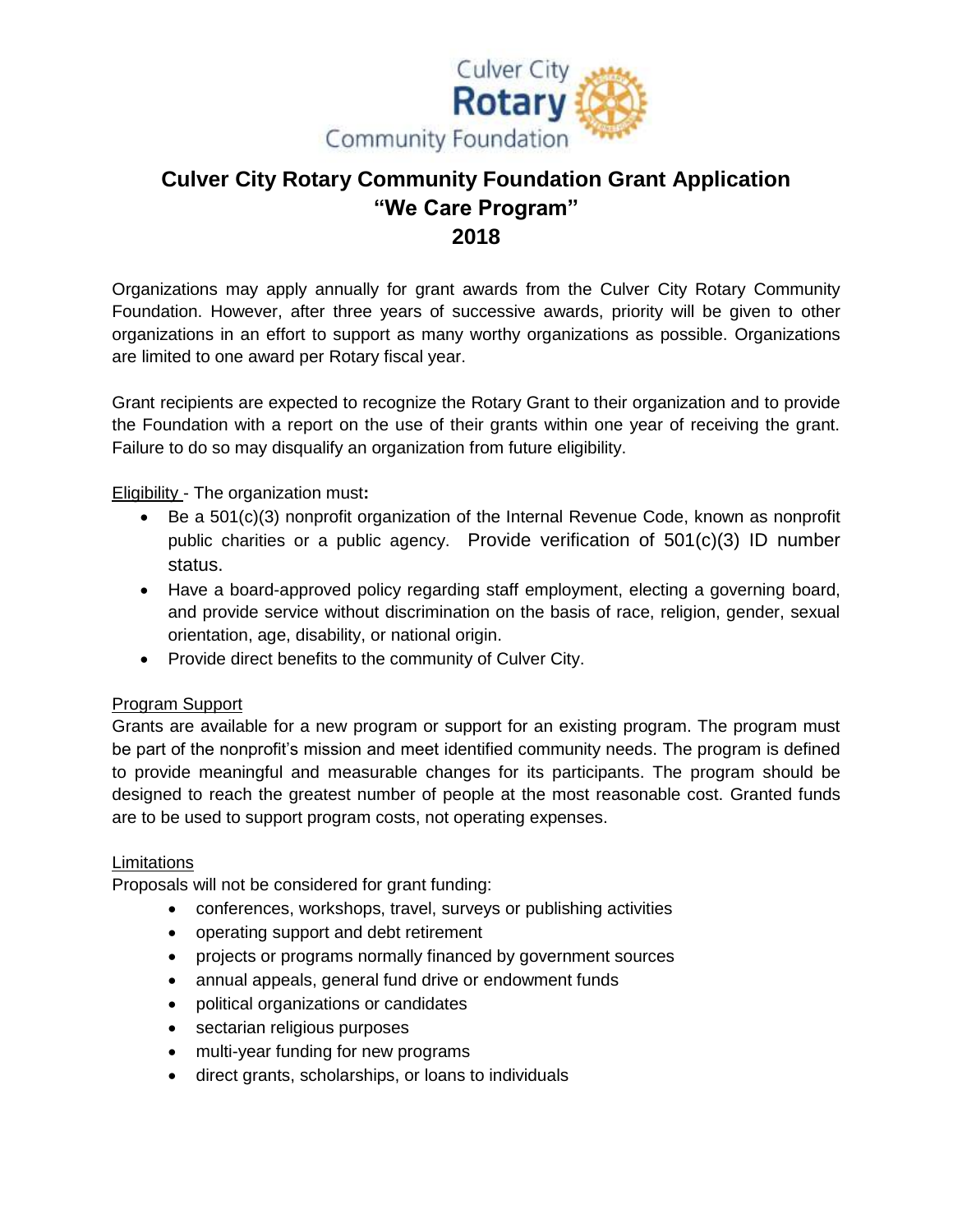# Culver City Rotary Community Foundation Grant Application
## "We Care Program"
## 2018

Organizations may apply annually for grant awards from the Culver City Rotary Community Foundation. However, after three years of successive awards, priority will be given to other organizations in an effort to support as many worthy organizations as possible. Organizations are limited to one award per Rotary fiscal year.

Grant recipients are expected to recognize the Rotary Grant to their organization and to provide the Foundation with a report on the use of their grants within one year of receiving the grant. Failure to do so may disqualify an organization from future eligibility.

Eligibility - The organization must**:**

- Be a 501(c)(3) nonprofit organization of the Internal Revenue Code, known as nonprofit public charities or a public agency. Provide verification of 501(c)(3) ID number status.
- Have a board-approved policy regarding staff employment, electing a governing board, and provide service without discrimination on the basis of race, religion, gender, sexual orientation, age, disability, or national origin.
- Provide direct benefits to the community of Culver City.

Program Support

Grants are available for a new program or support for an existing program. The program must be part of the nonprofit's mission and meet identified community needs. The program is defined to provide meaningful and measurable changes for its participants. The program should be designed to reach the greatest number of people at the most reasonable cost. Granted funds are to be used to support program costs, not operating expenses.

Limitations

Proposals will not be considered for grant funding:

- conferences, workshops, travel, surveys or publishing activities
- operating support and debt retirement
- projects or programs normally financed by government sources
- annual appeals, general fund drive or endowment funds
- political organizations or candidates
- sectarian religious purposes
- multi-year funding for new programs
- direct grants, scholarships, or loans to individuals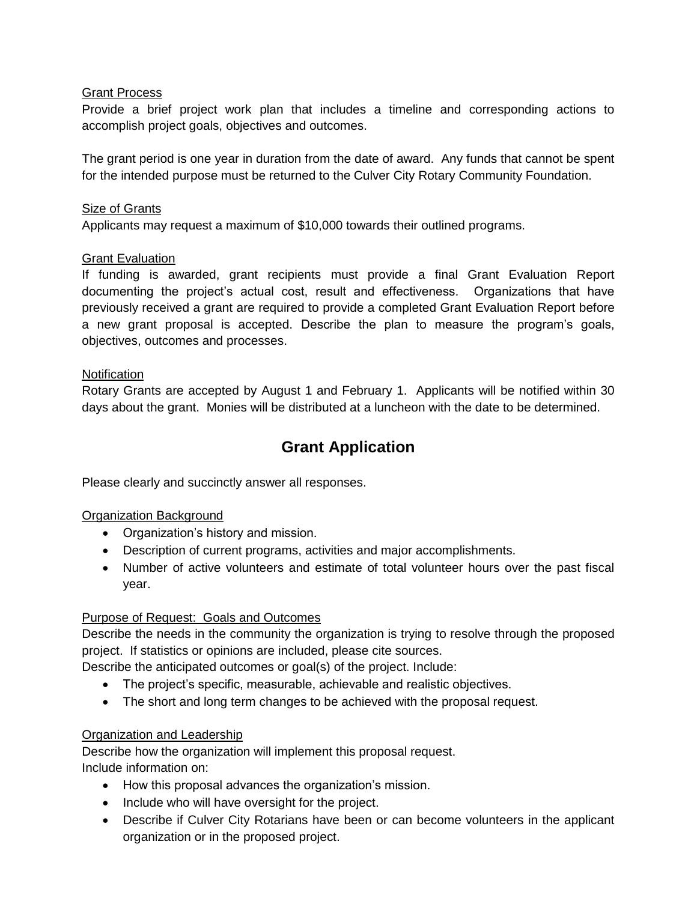Grant Process

Provide a brief project work plan that includes a timeline and corresponding actions to accomplish project goals, objectives and outcomes.

The grant period is one year in duration from the date of award. Any funds that cannot be spent for the intended purpose must be returned to the Culver City Rotary Community Foundation.

Size of Grants

Applicants may request a maximum of $10,000 towards their outlined programs.

Grant Evaluation

If funding is awarded, grant recipients must provide a final Grant Evaluation Report documenting the project's actual cost, result and effectiveness. Organizations that have previously received a grant are required to provide a completed Grant Evaluation Report before a new grant proposal is accepted. Describe the plan to measure the program's goals, objectives, outcomes and processes.

Notification

Rotary Grants are accepted by August 1 and February 1. Applicants will be notified within 30 days about the grant. Monies will be distributed at a luncheon with the date to be determined.

## Grant Application

Please clearly and succinctly answer all responses.

Organization Background

- Organization's history and mission.
- Description of current programs, activities and major accomplishments.
- Number of active volunteers and estimate of total volunteer hours over the past fiscal year.

Purpose of Request: Goals and Outcomes

Describe the needs in the community the organization is trying to resolve through the proposed project. If statistics or opinions are included, please cite sources.

Describe the anticipated outcomes or goal(s) of the project. Include:

- The project's specific, measurable, achievable and realistic objectives.
- The short and long term changes to be achieved with the proposal request.

Organization and Leadership

Describe how the organization will implement this proposal request.

Include information on:

- How this proposal advances the organization's mission.
- Include who will have oversight for the project.
- Describe if Culver City Rotarians have been or can become volunteers in the applicant organization or in the proposed project.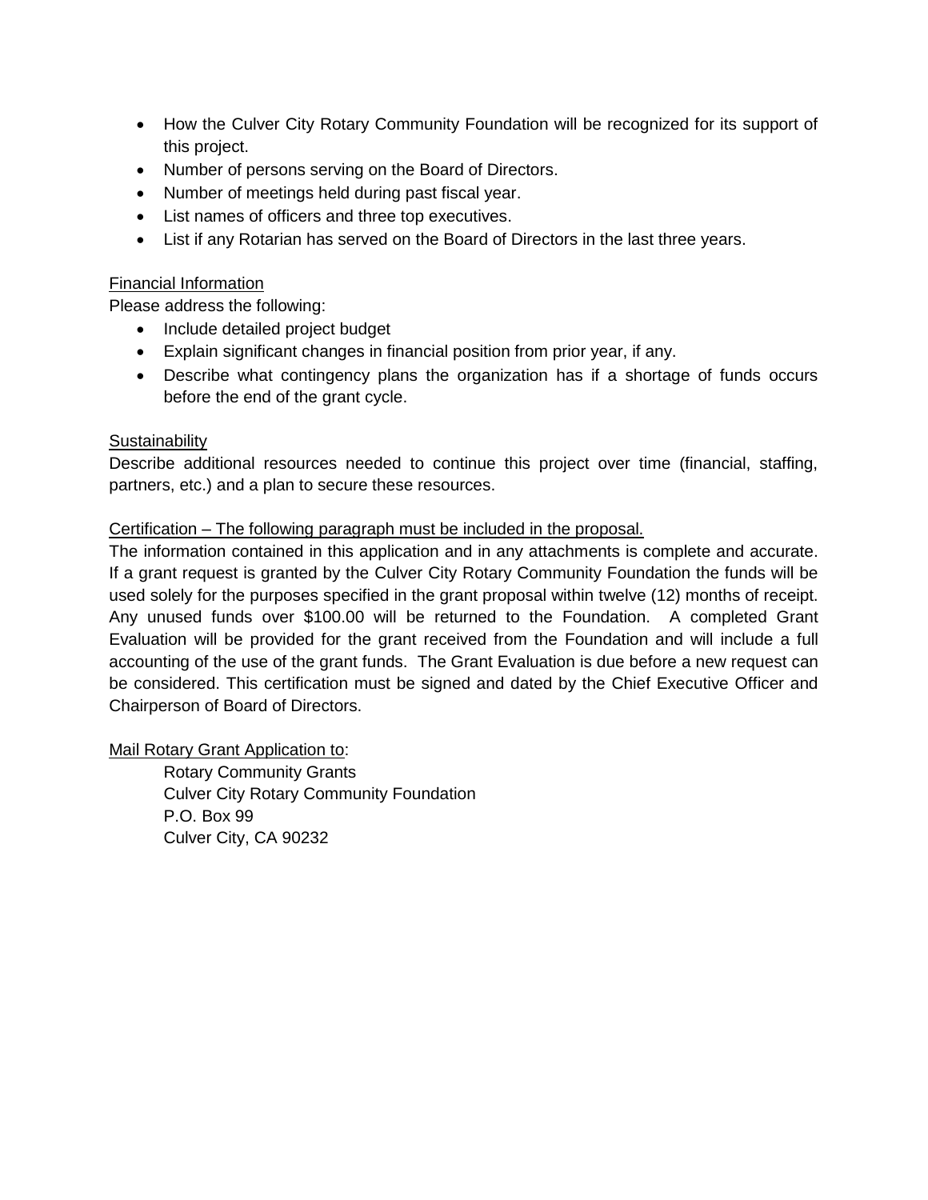- How the Culver City Rotary Community Foundation will be recognized for its support of this project.
- Number of persons serving on the Board of Directors.
- Number of meetings held during past fiscal year.
- List names of officers and three top executives.
- List if any Rotarian has served on the Board of Directors in the last three years.

<u>Financial Information</u>

Please address the following:

- Include detailed project budget
- Explain significant changes in financial position from prior year, if any.
- Describe what contingency plans the organization has if a shortage of funds occurs before the end of the grant cycle.

<u>Sustainability</u>

Describe additional resources needed to continue this project over time (financial, staffing, partners, etc.) and a plan to secure these resources.

<u>Certification – The following paragraph must be included in the proposal.</u>

The information contained in this application and in any attachments is complete and accurate. If a grant request is granted by the Culver City Rotary Community Foundation the funds will be used solely for the purposes specified in the grant proposal within twelve (12) months of receipt. Any unused funds over $100.00 will be returned to the Foundation. A completed Grant Evaluation will be provided for the grant received from the Foundation and will include a full accounting of the use of the grant funds. The Grant Evaluation is due before a new request can be considered. This certification must be signed and dated by the Chief Executive Officer and Chairperson of Board of Directors.

<u>Mail Rotary Grant Application to</u>:

Rotary Community Grants
Culver City Rotary Community Foundation
P.O. Box 99
Culver City, CA 90232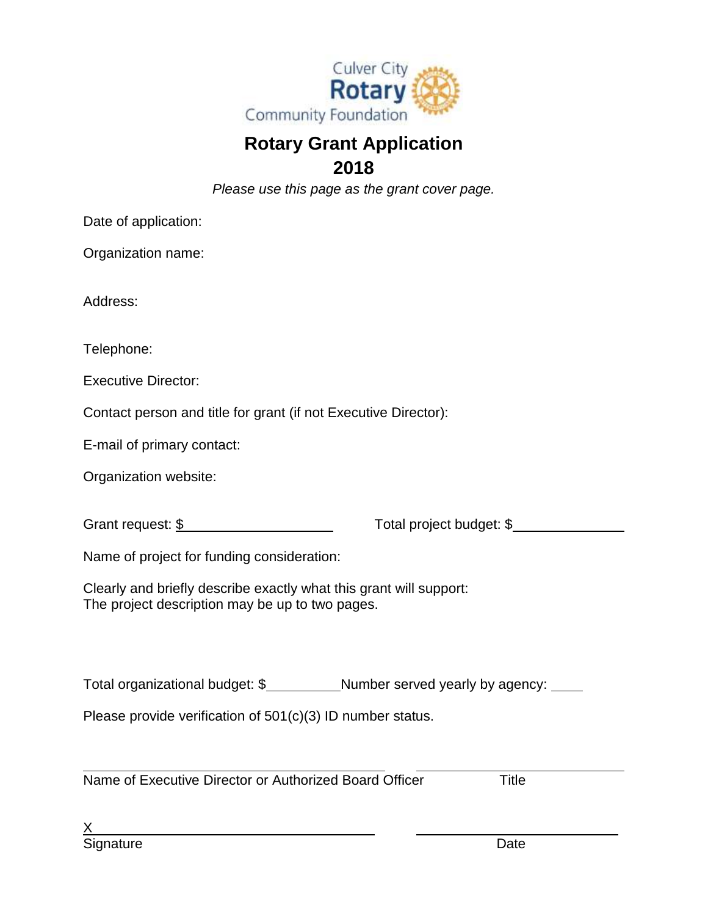Culver City
Rotary
Community Foundation

# Rotary Grant Application
# 2018

*Please use this page as the grant cover page.*

Date of application:

Organization name:

Address:

Telephone:

Executive Director:

Contact person and title for grant (if not Executive Director):

E-mail of primary contact:

Organization website:

Grant request: $____________________ Total project budget: $______________

Name of project for funding consideration:

Clearly and briefly describe exactly what this grant will support:
The project description may be up to two pages.

Total organizational budget: $__________ Number served yearly by agency: ____

Please provide verification of 501(c)(3) ID number status.

________________________________________ ____________________________
Name of Executive Director or Authorized Board Officer Title

X_____________________________________ ____________________________
Signature Date